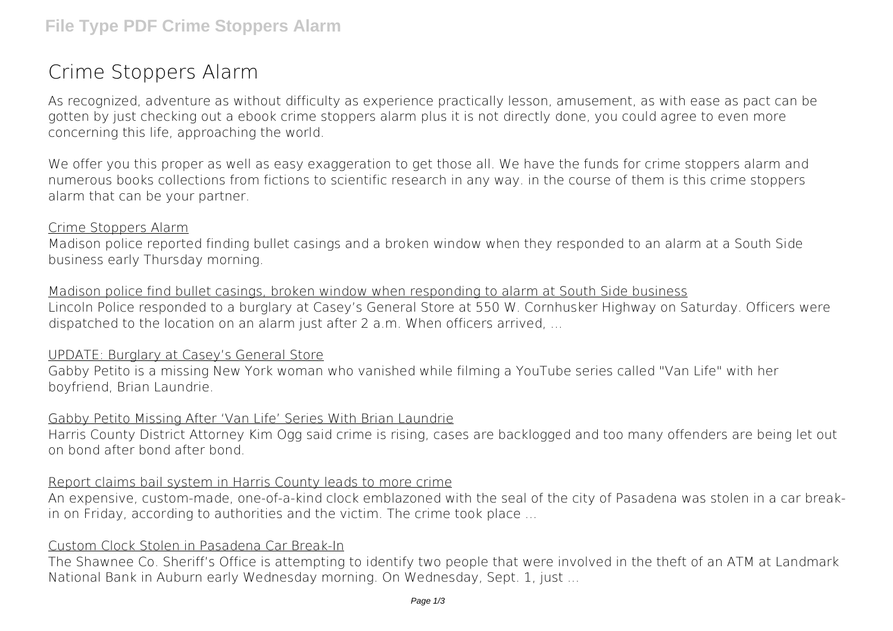# Crime Stoppers Alarm

As recognized, adventure as without difficulty as experience practically lesson, amusement, as with ease as pact can be gotten by just checking out a ebook crime stoppers alarm plus it is not directly done, you could agree to even more concerning this life, approaching the world.

We offer you this proper as well as easy exaggeration to get those all. We have the funds for crime stoppers alarm and numerous books collections from fictions to scientific research in any way. in the course of them is this crime stoppers alarm that can be your partner.

## Crime Stoppers Alarm

Madison police reported finding bullet casings and a broken window when they responded to an alarm at a South Side business early Thursday morning.

## Madison police find bullet casings, broken window when responding to alarm at South Side business

Lincoln Police responded to a burglary at Casey's General Store at 550 W. Cornhusker Highway on Saturday. Officers were dispatched to the location on an alarm just after 2 a.m. When officers arrived, ...

## UPDATE: Burglary at Casey's General Store

Gabby Petito is a missing New York woman who vanished while filming a YouTube series called "Van Life" with her boyfriend, Brian Laundrie.

## Gabby Petito Missing After 'Van Life' Series With Brian Laundrie

Harris County District Attorney Kim Ogg said crime is rising, cases are backlogged and too many offenders are being let out on bond after bond after bond.

## Report claims bail system in Harris County leads to more crime

An expensive, custom-made, one-of-a-kind clock emblazoned with the seal of the city of Pasadena was stolen in a car break-in on Friday, according to authorities and the victim. The crime took place ...

## Custom Clock Stolen in Pasadena Car Break-In

The Shawnee Co. Sheriff's Office is attempting to identify two people that were involved in the theft of an ATM at Landmark National Bank in Auburn early Wednesday morning. On Wednesday, Sept. 1, just ...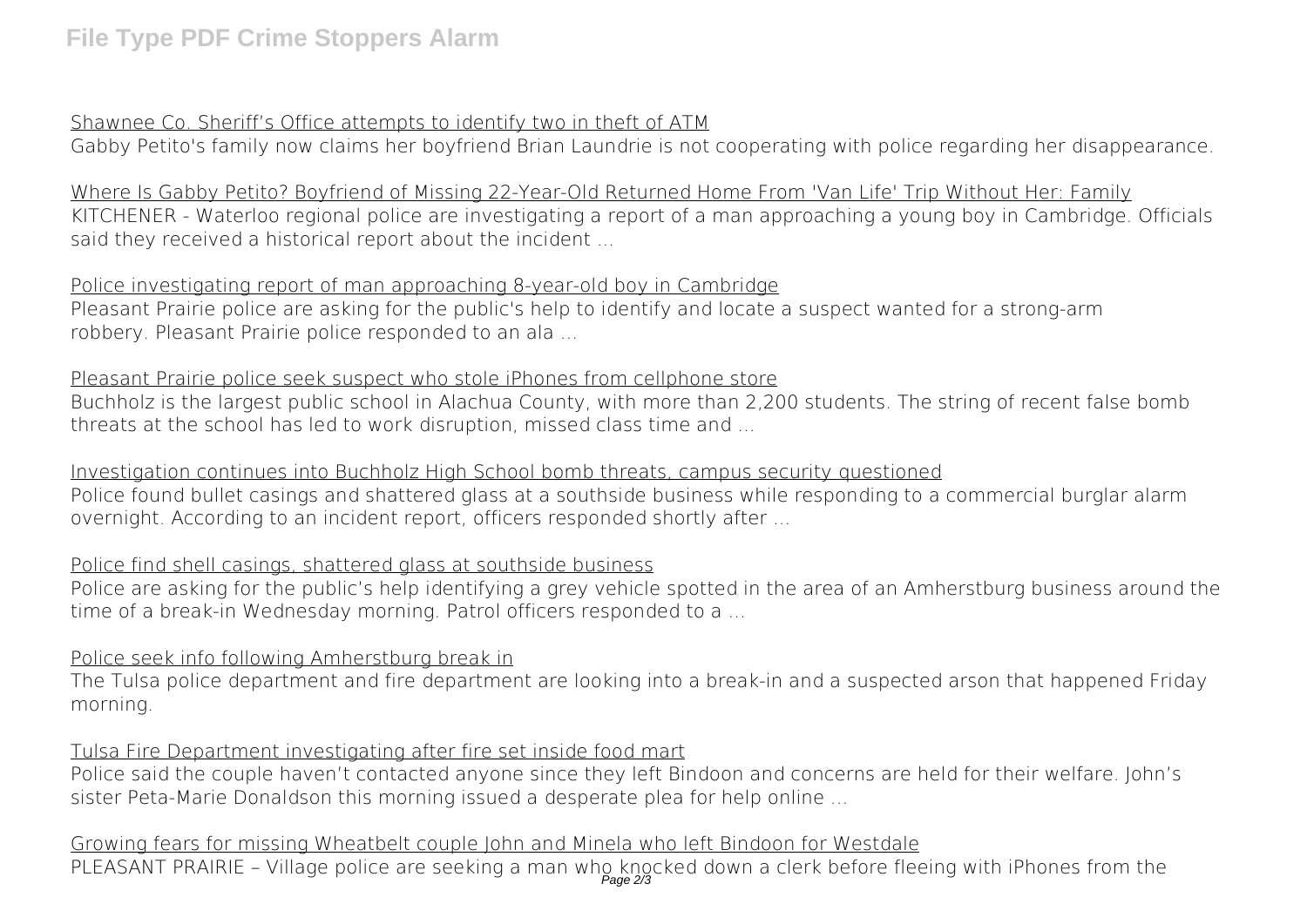Shawnee Co. Sheriff's Office attempts to identify two in theft of ATM

Gabby Petito's family now claims her boyfriend Brian Laundrie is not cooperating with police regarding her disappearance.

Where Is Gabby Petito? Boyfriend of Missing 22-Year-Old Returned Home From 'Van Life' Trip Without Her: Family

KITCHENER - Waterloo regional police are investigating a report of a man approaching a young boy in Cambridge. Officials said they received a historical report about the incident ...

Police investigating report of man approaching 8-year-old boy in Cambridge

Pleasant Prairie police are asking for the public's help to identify and locate a suspect wanted for a strong-arm robbery. Pleasant Prairie police responded to an ala ...

Pleasant Prairie police seek suspect who stole iPhones from cellphone store

Buchholz is the largest public school in Alachua County, with more than 2,200 students. The string of recent false bomb threats at the school has led to work disruption, missed class time and ...

Investigation continues into Buchholz High School bomb threats, campus security questioned

Police found bullet casings and shattered glass at a southside business while responding to a commercial burglar alarm overnight. According to an incident report, officers responded shortly after ...

Police find shell casings, shattered glass at southside business

Police are asking for the public's help identifying a grey vehicle spotted in the area of an Amherstburg business around the time of a break-in Wednesday morning. Patrol officers responded to a ...

Police seek info following Amherstburg break in

The Tulsa police department and fire department are looking into a break-in and a suspected arson that happened Friday morning.

Tulsa Fire Department investigating after fire set inside food mart

Police said the couple haven't contacted anyone since they left Bindoon and concerns are held for their welfare. John's sister Peta-Marie Donaldson this morning issued a desperate plea for help online ...

Growing fears for missing Wheatbelt couple John and Minela who left Bindoon for Westdale

PLEASANT PRAIRIE – Village police are seeking a man who knocked down a clerk before fleeing with iPhones from the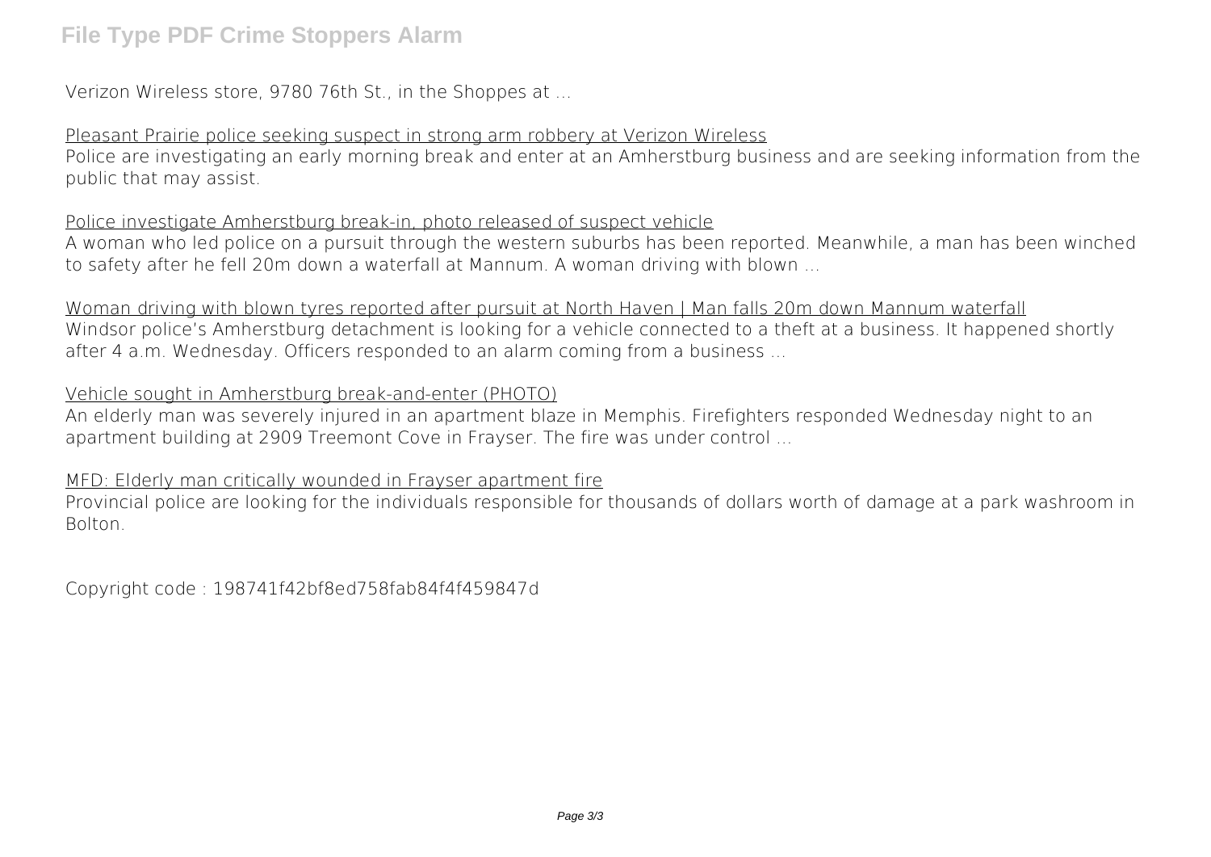Verizon Wireless store, 9780 76th St., in the Shoppes at ...

Pleasant Prairie police seeking suspect in strong arm robbery at Verizon Wireless

Police are investigating an early morning break and enter at an Amherstburg business and are seeking information from the public that may assist.

Police investigate Amherstburg break-in, photo released of suspect vehicle

A woman who led police on a pursuit through the western suburbs has been reported. Meanwhile, a man has been winched to safety after he fell 20m down a waterfall at Mannum. A woman driving with blown ...

Woman driving with blown tyres reported after pursuit at North Haven | Man falls 20m down Mannum waterfall

Windsor police's Amherstburg detachment is looking for a vehicle connected to a theft at a business. It happened shortly after 4 a.m. Wednesday. Officers responded to an alarm coming from a business ...

Vehicle sought in Amherstburg break-and-enter (PHOTO)

An elderly man was severely injured in an apartment blaze in Memphis. Firefighters responded Wednesday night to an apartment building at 2909 Treemont Cove in Frayser. The fire was under control ...

MFD: Elderly man critically wounded in Frayser apartment fire

Provincial police are looking for the individuals responsible for thousands of dollars worth of damage at a park washroom in Bolton.

Copyright code : 198741f42bf8ed758fab84f4f459847d